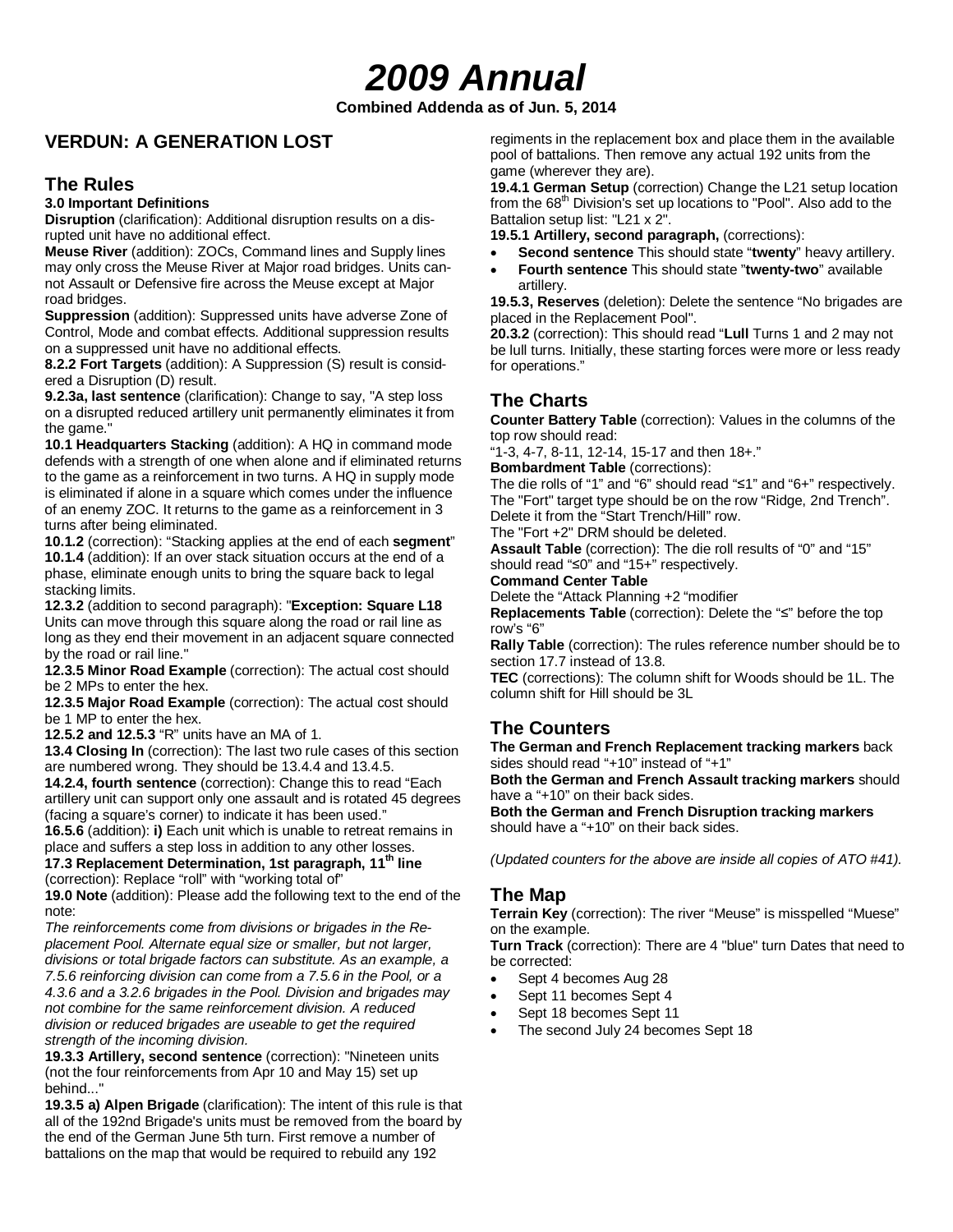# 2009 Annual

**Combined Addenda as of Jun. 5, 2014**

## VERDUN: A GENERATION LOST

## The Rules

**3.0 Important Definitions**

**Disruption** (clarification): Additional disruption results on a disrupted unit have no additional effect.

**Meuse River** (addition): ZOCs, Command lines and Supply lines may only cross the Meuse River at Major road bridges. Units cannot Assault or Defensive fire across the Meuse except at Major road bridges.

**Suppression** (addition): Suppressed units have adverse Zone of Control, Mode and combat effects. Additional suppression results on a suppressed unit have no additional effects.

**8.2.2 Fort Targets** (addition): A Suppression (S) result is considered a Disruption (D) result.

**9.2.3a, last sentence** (clarification): Change to say, "A step loss on a disrupted reduced artillery unit permanently eliminates it from the game."

**10.1 Headquarters Stacking** (addition): A HQ in command mode defends with a strength of one when alone and if eliminated returns to the game as a reinforcement in two turns. A HQ in supply mode is eliminated if alone in a square which comes under the influence of an enemy ZOC. It returns to the game as a reinforcement in 3 turns after being eliminated.

**10.1.2** (correction): "Stacking applies at the end of each **segment**"

**10.1.4** (addition): If an over stack situation occurs at the end of a phase, eliminate enough units to bring the square back to legal stacking limits.

**12.3.2** (addition to second paragraph): "**Exception: Square L18** Units can move through this square along the road or rail line as long as they end their movement in an adjacent square connected by the road or rail line."

**12.3.5 Minor Road Example** (correction): The actual cost should be 2 MPs to enter the hex.

**12.3.5 Major Road Example** (correction): The actual cost should be 1 MP to enter the hex.

**12.5.2 and 12.5.3** "R" units have an MA of 1.

**13.4 Closing In** (correction): The last two rule cases of this section are numbered wrong. They should be 13.4.4 and 13.4.5.

**14.2.4, fourth sentence** (correction): Change this to read "Each artillery unit can support only one assault and is rotated 45 degrees (facing a square's corner) to indicate it has been used."

**16.5.6** (addition): **i)** Each unit which is unable to retreat remains in place and suffers a step loss in addition to any other losses.

**17.3 Replacement Determination, 1st paragraph, 11th line** (correction): Replace "roll" with "working total of"

**19.0 Note** (addition): Please add the following text to the end of the note:

*The reinforcements come from divisions or brigades in the Replacement Pool. Alternate equal size or smaller, but not larger, divisions or total brigade factors can substitute. As an example, a 7.5.6 reinforcing division can come from a 7.5.6 in the Pool, or a 4.3.6 and a 3.2.6 brigades in the Pool. Division and brigades may not combine for the same reinforcement division. A reduced division or reduced brigades are useable to get the required strength of the incoming division.*

**19.3.3 Artillery, second sentence** (correction): "Nineteen units (not the four reinforcements from Apr 10 and May 15) set up behind..."

**19.3.5 a) Alpen Brigade** (clarification): The intent of this rule is that all of the 192nd Brigade's units must be removed from the board by the end of the German June 5th turn. First remove a number of battalions on the map that would be required to rebuild any 192 regiments in the replacement box and place them in the available pool of battalions. Then remove any actual 192 units from the game (wherever they are).

**19.4.1 German Setup** (correction) Change the L21 setup location from the 68th Division's set up locations to "Pool". Also add to the Battalion setup list: "L21 x 2".

**19.5.1 Artillery, second paragraph,** (corrections):

- **Second sentence** This should state "**twenty**" heavy artillery.
- **Fourth sentence** This should state "**twenty-two**" available artillery.

**19.5.3, Reserves** (deletion): Delete the sentence "No brigades are placed in the Replacement Pool".

**20.3.2** (correction): This should read "**Lull** Turns 1 and 2 may not be lull turns. Initially, these starting forces were more or less ready for operations."

## The Charts

**Counter Battery Table** (correction): Values in the columns of the top row should read:

"1-3, 4-7, 8-11, 12-14, 15-17 and then 18+."

**Bombardment Table** (corrections):

The die rolls of "1" and "6" should read "≤1" and "6+" respectively.

The "Fort" target type should be on the row "Ridge, 2nd Trench". Delete it from the "Start Trench/Hill" row.

The "Fort +2" DRM should be deleted.

**Assault Table** (correction): The die roll results of "0" and "15" should read "≤0" and "15+" respectively.

**Command Center Table**

Delete the "Attack Planning +2 "modifier

**Replacements Table** (correction): Delete the "≤" before the top row's "6"

**Rally Table** (correction): The rules reference number should be to section 17.7 instead of 13.8.

**TEC** (corrections): The column shift for Woods should be 1L. The column shift for Hill should be 3L

## The Counters

**The German and French Replacement tracking markers** back sides should read "+10" instead of "+1"

**Both the German and French Assault tracking markers** should have a "+10" on their back sides.

**Both the German and French Disruption tracking markers** should have a "+10" on their back sides.

*(Updated counters for the above are inside all copies of ATO #41).*

## The Map

**Terrain Key** (correction): The river "Meuse" is misspelled "Muese" on the example.

**Turn Track** (correction): There are 4 "blue" turn Dates that need to be corrected:

- Sept 4 becomes Aug 28
- Sept 11 becomes Sept 4
- Sept 18 becomes Sept 11
- The second July 24 becomes Sept 18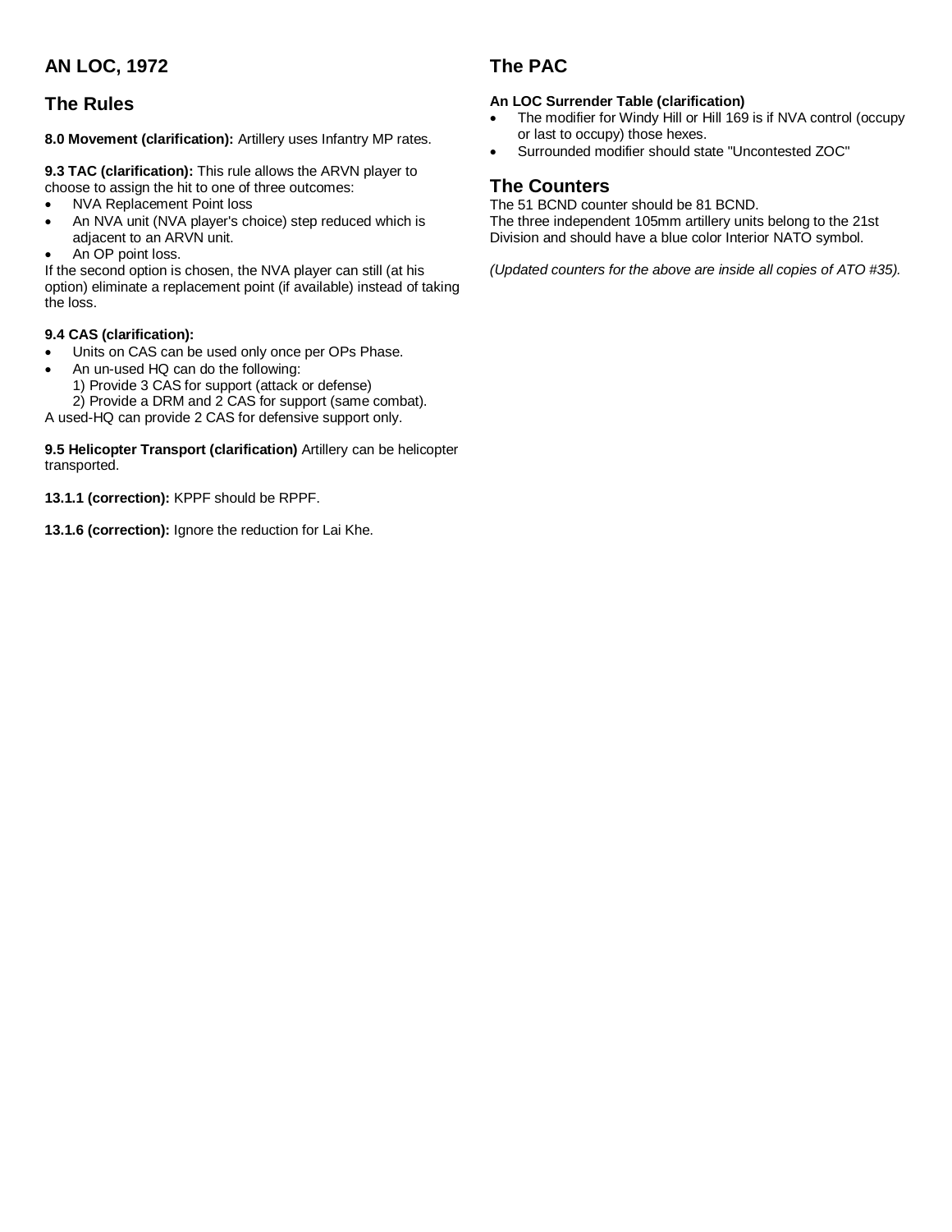## AN LOC, 1972

## The Rules

**8.0 Movement (clarification):** Artillery uses Infantry MP rates.

**9.3 TAC (clarification):** This rule allows the ARVN player to choose to assign the hit to one of three outcomes:

- NVA Replacement Point loss
- An NVA unit (NVA player's choice) step reduced which is adjacent to an ARVN unit.
- An OP point loss.

If the second option is chosen, the NVA player can still (at his option) eliminate a replacement point (if available) instead of taking the loss.

**9.4 CAS (clarification):**

- Units on CAS can be used only once per OPs Phase.
- An un-used HQ can do the following:
  1) Provide 3 CAS for support (attack or defense)
  2) Provide a DRM and 2 CAS for support (same combat).

A used-HQ can provide 2 CAS for defensive support only.

**9.5 Helicopter Transport (clarification)** Artillery can be helicopter transported.

**13.1.1 (correction):** KPPF should be RPPF.

**13.1.6 (correction):** Ignore the reduction for Lai Khe.

## The PAC

**An LOC Surrender Table (clarification)**

- The modifier for Windy Hill or Hill 169 is if NVA control (occupy or last to occupy) those hexes.
- Surrounded modifier should state "Uncontested ZOC"

## The Counters

The 51 BCND counter should be 81 BCND.
The three independent 105mm artillery units belong to the 21st Division and should have a blue color Interior NATO symbol.

*(Updated counters for the above are inside all copies of ATO #35).*